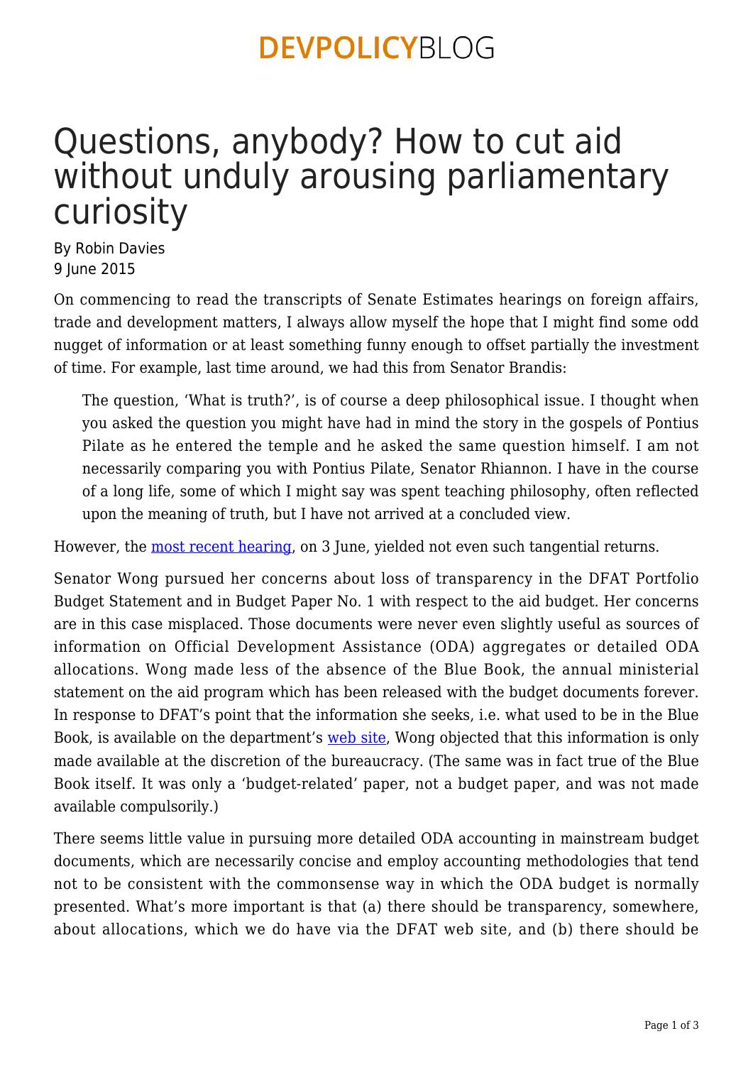# Questions, anybody? How to cut aid without unduly arousing parliamentary curiosity

By Robin Davies
9 June 2015

On commencing to read the transcripts of Senate Estimates hearings on foreign affairs, trade and development matters, I always allow myself the hope that I might find some odd nugget of information or at least something funny enough to offset partially the investment of time. For example, last time around, we had this from Senator Brandis:

> The question, 'What is truth?', is of course a deep philosophical issue. I thought when you asked the question you might have had in mind the story in the gospels of Pontius Pilate as he entered the temple and he asked the same question himself. I am not necessarily comparing you with Pontius Pilate, Senator Rhiannon. I have in the course of a long life, some of which I might say was spent teaching philosophy, often reflected upon the meaning of truth, but I have not arrived at a concluded view.

However, the most recent hearing, on 3 June, yielded not even such tangential returns.

Senator Wong pursued her concerns about loss of transparency in the DFAT Portfolio Budget Statement and in Budget Paper No. 1 with respect to the aid budget. Her concerns are in this case misplaced. Those documents were never even slightly useful as sources of information on Official Development Assistance (ODA) aggregates or detailed ODA allocations. Wong made less of the absence of the Blue Book, the annual ministerial statement on the aid program which has been released with the budget documents forever. In response to DFAT's point that the information she seeks, i.e. what used to be in the Blue Book, is available on the department's web site, Wong objected that this information is only made available at the discretion of the bureaucracy. (The same was in fact true of the Blue Book itself. It was only a 'budget-related' paper, not a budget paper, and was not made available compulsorily.)

There seems little value in pursuing more detailed ODA accounting in mainstream budget documents, which are necessarily concise and employ accounting methodologies that tend not to be consistent with the commonsense way in which the ODA budget is normally presented. What's more important is that (a) there should be transparency, somewhere, about allocations, which we do have via the DFAT web site, and (b) there should be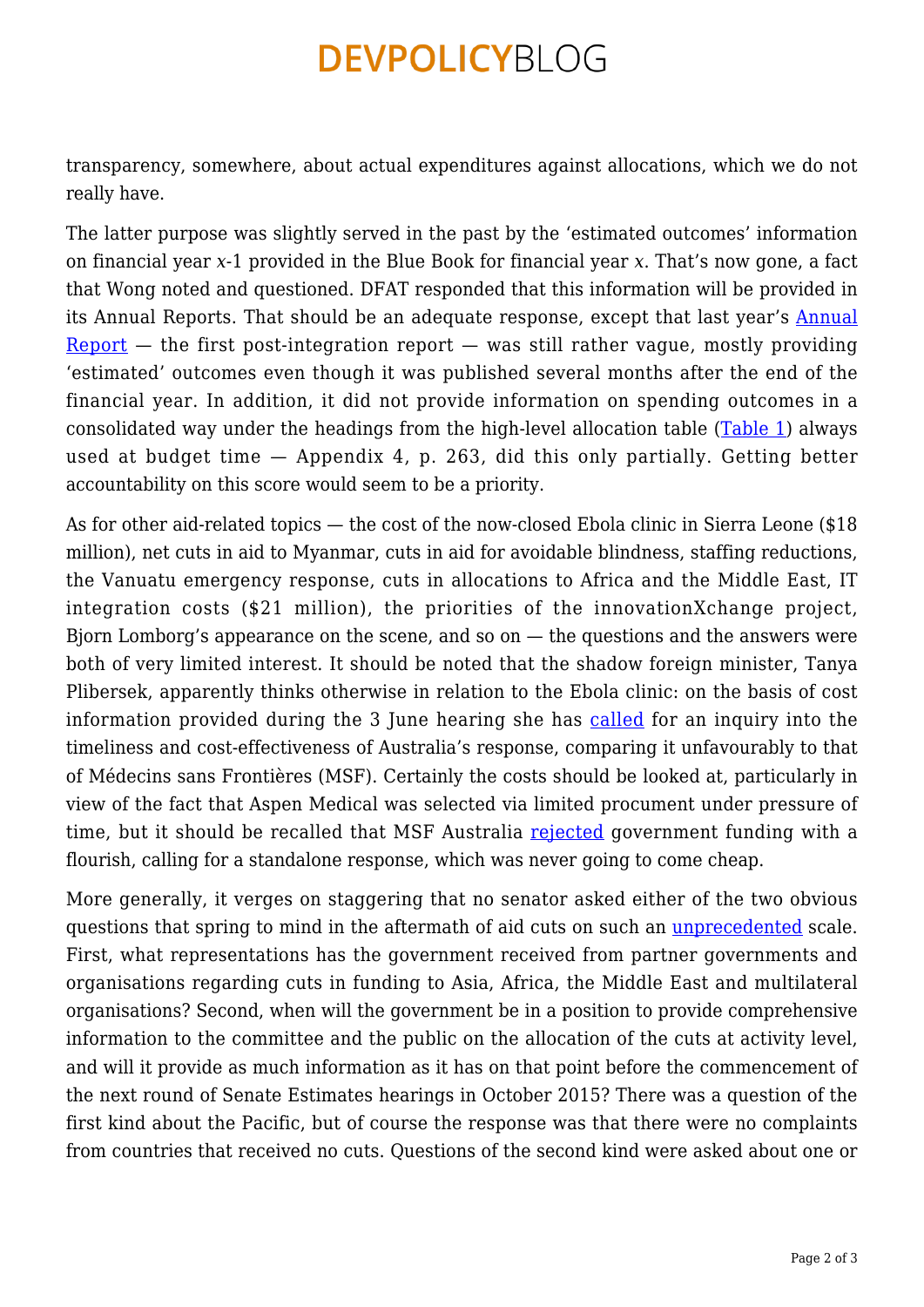transparency, somewhere, about actual expenditures against allocations, which we do not really have.

The latter purpose was slightly served in the past by the 'estimated outcomes' information on financial year *x*-1 provided in the Blue Book for financial year *x*. That's now gone, a fact that Wong noted and questioned. DFAT responded that this information will be provided in its Annual Reports. That should be an adequate response, except that last year's Annual Report — the first post-integration report — was still rather vague, mostly providing 'estimated' outcomes even though it was published several months after the end of the financial year. In addition, it did not provide information on spending outcomes in a consolidated way under the headings from the high-level allocation table (Table 1) always used at budget time — Appendix 4, p. 263, did this only partially. Getting better accountability on this score would seem to be a priority.

As for other aid-related topics — the cost of the now-closed Ebola clinic in Sierra Leone ($18 million), net cuts in aid to Myanmar, cuts in aid for avoidable blindness, staffing reductions, the Vanuatu emergency response, cuts in allocations to Africa and the Middle East, IT integration costs ($21 million), the priorities of the innovationXchange project, Bjorn Lomborg's appearance on the scene, and so on — the questions and the answers were both of very limited interest. It should be noted that the shadow foreign minister, Tanya Plibersek, apparently thinks otherwise in relation to the Ebola clinic: on the basis of cost information provided during the 3 June hearing she has called for an inquiry into the timeliness and cost-effectiveness of Australia's response, comparing it unfavourably to that of Médecins sans Frontières (MSF). Certainly the costs should be looked at, particularly in view of the fact that Aspen Medical was selected via limited procument under pressure of time, but it should be recalled that MSF Australia rejected government funding with a flourish, calling for a standalone response, which was never going to come cheap.

More generally, it verges on staggering that no senator asked either of the two obvious questions that spring to mind in the aftermath of aid cuts on such an unprecedented scale. First, what representations has the government received from partner governments and organisations regarding cuts in funding to Asia, Africa, the Middle East and multilateral organisations? Second, when will the government be in a position to provide comprehensive information to the committee and the public on the allocation of the cuts at activity level, and will it provide as much information as it has on that point before the commencement of the next round of Senate Estimates hearings in October 2015? There was a question of the first kind about the Pacific, but of course the response was that there were no complaints from countries that received no cuts. Questions of the second kind were asked about one or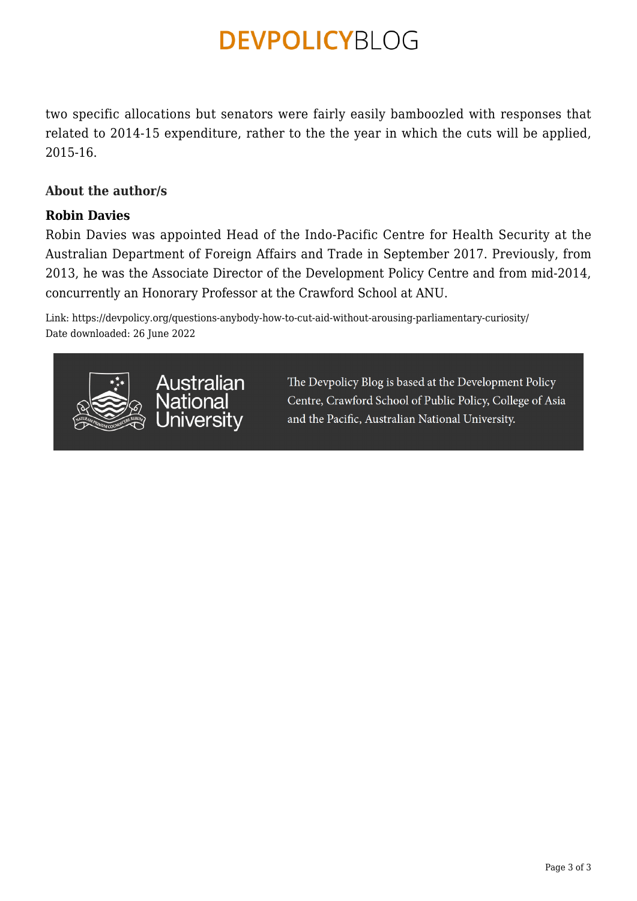two specific allocations but senators were fairly easily bamboozled with responses that related to 2014-15 expenditure, rather to the the year in which the cuts will be applied, 2015-16.

### About the author/s

**Robin Davies**
Robin Davies was appointed Head of the Indo-Pacific Centre for Health Security at the Australian Department of Foreign Affairs and Trade in September 2017. Previously, from 2013, he was the Associate Director of the Development Policy Centre and from mid-2014, concurrently an Honorary Professor at the Crawford School at ANU.

Link: https://devpolicy.org/questions-anybody-how-to-cut-aid-without-arousing-parliamentary-curiosity/
Date downloaded: 26 June 2022

Australian National University

The Devpolicy Blog is based at the Development Policy Centre, Crawford School of Public Policy, College of Asia and the Pacific, Australian National University.